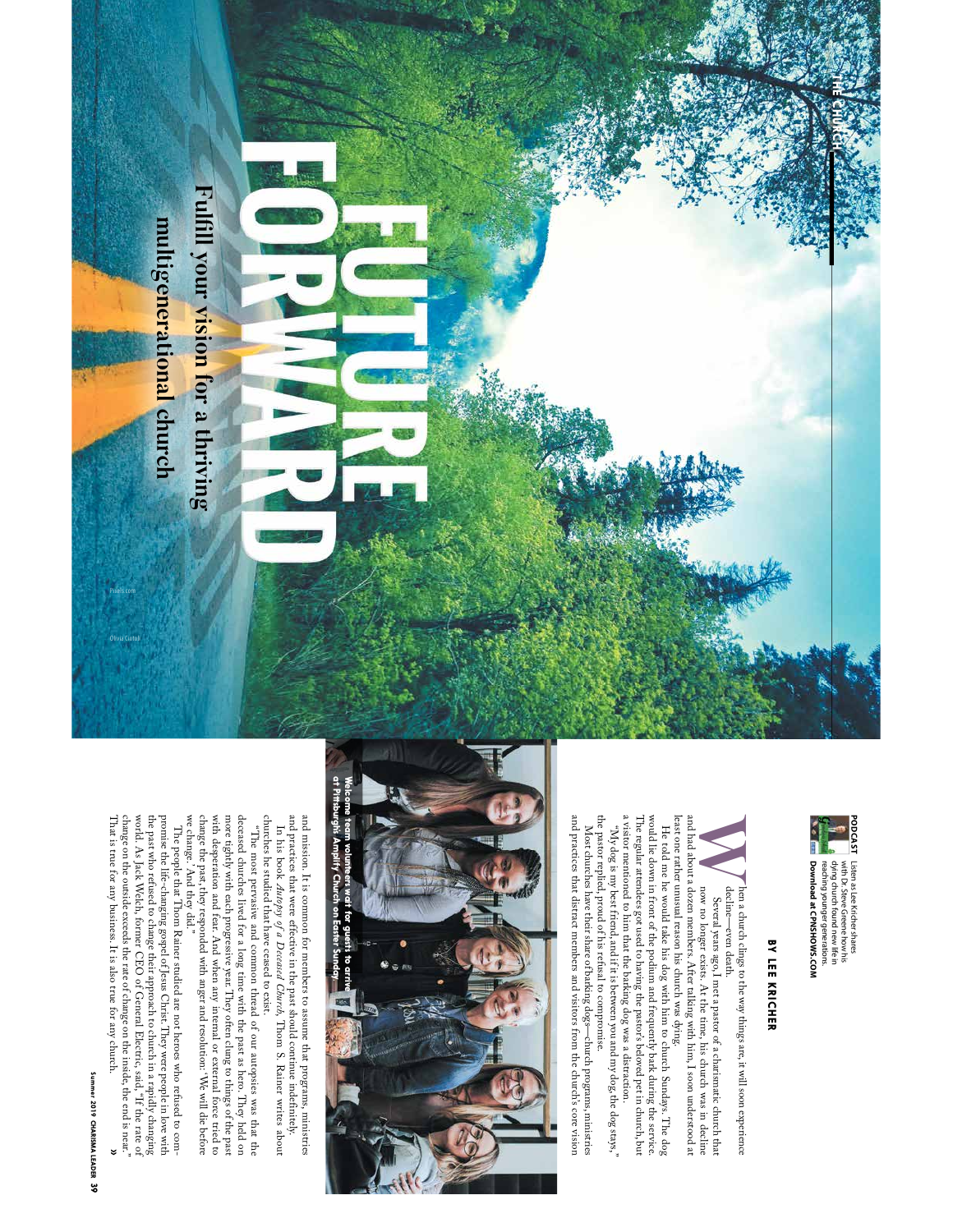THE CHURCH

# FUTURE FORWARD

## Fulfill your vision for a thriving multigenerational church

Pexels.com

Olivia Cioffoli

**BY LEE KRICHER**

**PODCAST** Listen as Lee Kricher shares with Dr. Steve Greene how his dying church found new life in reaching younger generations. **Download at CPNSHOWS.COM**

When a church clings to the way things are, it will soon experience decline—even death.

Several years ago, I met a pastor of a charismatic church that now no longer exists. At the time, his church was in decline and had about a dozen members. After talking with him, I soon understood at least one rather unusual reason his church was dying.

He told me he would take his dog with him to church Sundays. The dog would lie down in front of the podium and frequently bark during the service. The regular attendees got used to having the pastor's beloved pet in church, but a visitor mentioned to him that the barking dog was a distraction.

"My dog is my best friend, and if it is between you and my dog, the dog stays," the pastor replied, proud of his refusal to compromise.

Most churches have their share of barking dogs—church programs, ministries and practices that distract members and visitors from the church's core vision and mission. It is common for members to assume that programs, ministries and practices that were effective in the past should continue indefinitely.

In his book *Autopsy of a Deceased Church*, Thom S. Rainer writes about churches he studied that have ceased to exist.

"The most pervasive and common thread of our autopsies was that the deceased churches lived for a long time with the past as hero. They held on more tightly with each progressive year. They often clung to things of the past with desperation and fear. And when any internal or external force tried to change the past, they responded with anger and resolution: 'We will die before we change.' And they did."

The people that Thom Rainer studied are not heroes who refused to compromise the life-changing gospel of Jesus Christ. They were people in love with the past who refused to change their approach to church in a rapidly changing world. As Jack Welch, former CEO of General Electric, said, "If the rate of change on the outside exceeds the rate of change on the inside, the end is near." That is true for any church. It is also true for any business.

Welcome team volunteers wait for guests to arrive at Pittsburgh's Amplify Church on Easter Sunday.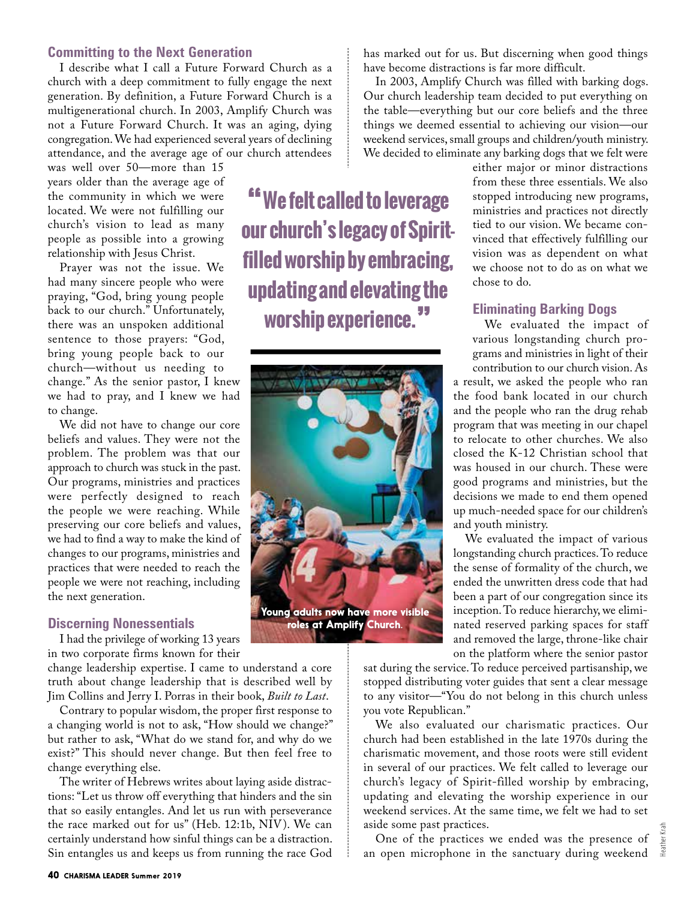## Committing to the Next Generation

I describe what I call a Future Forward Church as a church with a deep commitment to fully engage the next generation. By definition, a Future Forward Church is a multigenerational church. In 2003, Amplify Church was not a Future Forward Church. It was an aging, dying congregation. We had experienced several years of declining attendance, and the average age of our church attendees was well over 50—more than 15 years older than the average age of the community in which we were located. We were not fulfilling our church's vision to lead as many people as possible into a growing relationship with Jesus Christ.

Prayer was not the issue. We had many sincere people who were praying, "God, bring young people back to our church." Unfortunately, there was an unspoken additional sentence to those prayers: "God, bring young people back to our church—without us needing to change." As the senior pastor, I knew we had to pray, and I knew we had to change.

We did not have to change our core beliefs and values. They were not the problem. The problem was that our approach to church was stuck in the past. Our programs, ministries and practices were perfectly designed to reach the people we were reaching. While preserving our core beliefs and values, we had to find a way to make the kind of changes to our programs, ministries and practices that were needed to reach the people we were not reaching, including the next generation.

## Discerning Nonessentials

I had the privilege of working 13 years in two corporate firms known for their change leadership expertise. I came to understand a core truth about change leadership that is described well by Jim Collins and Jerry I. Porras in their book, *Built to Last*.

Contrary to popular wisdom, the proper first response to a changing world is not to ask, "How should we change?" but rather to ask, "What do we stand for, and why do we exist?" This should never change. But then feel free to change everything else.

The writer of Hebrews writes about laying aside distractions: "Let us throw off everything that hinders and the sin that so easily entangles. And let us run with perseverance the race marked out for us" (Heb. 12:1b, NIV). We can certainly understand how sinful things can be a distraction. Sin entangles us and keeps us from running the race God has marked out for us. But discerning when good things have become distractions is far more difficult.

In 2003, Amplify Church was filled with barking dogs. Our church leadership team decided to put everything on the table—everything but our core beliefs and the three things we deemed essential to achieving our vision—our weekend services, small groups and children/youth ministry. We decided to eliminate any barking dogs that we felt were either major or minor distractions from these three essentials. We also stopped introducing new programs, ministries and practices not directly tied to our vision. We became convinced that effectively fulfilling our vision was as dependent on what we choose not to do as on what we chose to do.

> "We felt called to leverage our church's legacy of Spirit-filled worship by embracing, updating and elevating the worship experience."

Young adults now have more visible roles at Amplify Church.

## Eliminating Barking Dogs

We evaluated the impact of various longstanding church programs and ministries in light of their contribution to our church vision. As a result, we asked the people who ran the food bank located in our church and the people who ran the drug rehab program that was meeting in our chapel to relocate to other churches. We also closed the K-12 Christian school that was housed in our church. These were good programs and ministries, but the decisions we made to end them opened up much-needed space for our children's and youth ministry.

We evaluated the impact of various longstanding church practices. To reduce the sense of formality of the church, we ended the unwritten dress code that had been a part of our congregation since its inception. To reduce hierarchy, we eliminated reserved parking spaces for staff and removed the large, throne-like chair on the platform where the senior pastor sat during the service. To reduce perceived partisanship, we stopped distributing voter guides that sent a clear message to any visitor—"You do not belong in this church unless you vote Republican."

We also evaluated our charismatic practices. Our church had been established in the late 1970s during the charismatic movement, and those roots were still evident in several of our practices. We felt called to leverage our church's legacy of Spirit-filled worship by embracing, updating and elevating the worship experience in our weekend services. At the same time, we felt we had to set aside some past practices.

One of the practices we ended was the presence of an open microphone in the sanctuary during weekend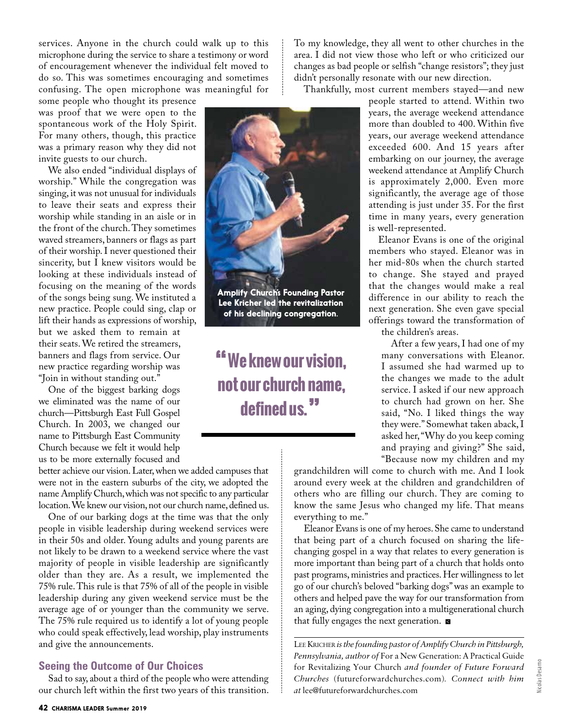services. Anyone in the church could walk up to this microphone during the service to share a testimony or word of encouragement whenever the individual felt moved to do so. This was sometimes encouraging and sometimes confusing. The open microphone was meaningful for some people who thought its presence was proof that we were open to the spontaneous work of the Holy Spirit. For many others, though, this practice was a primary reason why they did not invite guests to our church.

We also ended "individual displays of worship." While the congregation was singing, it was not unusual for individuals to leave their seats and express their worship while standing in an aisle or in the front of the church. They sometimes waved streamers, banners or flags as part of their worship. I never questioned their sincerity, but I knew visitors would be looking at these individuals instead of focusing on the meaning of the words of the songs being sung. We instituted a new practice. People could sing, clap or lift their hands as expressions of worship, but we asked them to remain at their seats. We retired the streamers, banners and flags from service. Our new practice regarding worship was "Join in without standing out."

One of the biggest barking dogs we eliminated was the name of our church—Pittsburgh East Full Gospel Church. In 2003, we changed our name to Pittsburgh East Community Church because we felt it would help us to be more externally focused and better achieve our vision. Later, when we added campuses that were not in the eastern suburbs of the city, we adopted the name Amplify Church, which was not specific to any particular location. We knew our vision, not our church name, defined us.

One of our barking dogs at the time was that the only people in visible leadership during weekend services were in their 50s and older. Young adults and young parents are not likely to be drawn to a weekend service where the vast majority of people in visible leadership are significantly older than they are. As a result, we implemented the 75% rule. This rule is that 75% of all of the people in visible leadership during any given weekend service must be the average age of or younger than the community we serve. The 75% rule required us to identify a lot of young people who could speak effectively, lead worship, play instruments and give the announcements.

**Amplify Church's Founding Pastor Lee Kricher led the revitalization of his declining congregation.**

> "We knew our vision, not our church name, defined us."

## Seeing the Outcome of Our Choices

Sad to say, about a third of the people who were attending our church left within the first two years of this transition. To my knowledge, they all went to other churches in the area. I did not view those who left or who criticized our changes as bad people or selfish "change resistors"; they just didn't personally resonate with our new direction.

Thankfully, most current members stayed—and new people started to attend. Within two years, the average weekend attendance more than doubled to 400. Within five years, our average weekend attendance exceeded 600. And 15 years after embarking on our journey, the average weekend attendance at Amplify Church is approximately 2,000. Even more significantly, the average age of those attending is just under 35. For the first time in many years, every generation is well-represented.

Eleanor Evans is one of the original members who stayed. Eleanor was in her mid-80s when the church started to change. She stayed and prayed that the changes would make a real difference in our ability to reach the next generation. She even gave special offerings toward the transformation of the children's areas.

After a few years, I had one of my many conversations with Eleanor. I assumed she had warmed up to the changes we made to the adult service. I asked if our new approach to church had grown on her. She said, "No. I liked things the way they were." Somewhat taken aback, I asked her, "Why do you keep coming and praying and giving?" She said, "Because now my children and my grandchildren will come to church with me. And I look around every week at the children and grandchildren of others who are filling our church. They are coming to know the same Jesus who changed my life. That means everything to me."

Eleanor Evans is one of my heroes. She came to understand that being part of a church focused on sharing the life-changing gospel in a way that relates to every generation is more important than being part of a church that holds onto past programs, ministries and practices. Her willingness to let go of our church's beloved "barking dogs" was an example to others and helped pave the way for our transformation from an aging, dying congregation into a multigenerational church that fully engages the next generation.

---

LEE KRICHER *is the founding pastor of Amplify Church in Pittsburgh, Pennsylvania, author of* For a New Generation: A Practical Guide for Revitalizing Your Church *and founder of Future Forward Churches* (futureforwardchurches.com). *Connect with him at* lee@futureforwardchurches.com